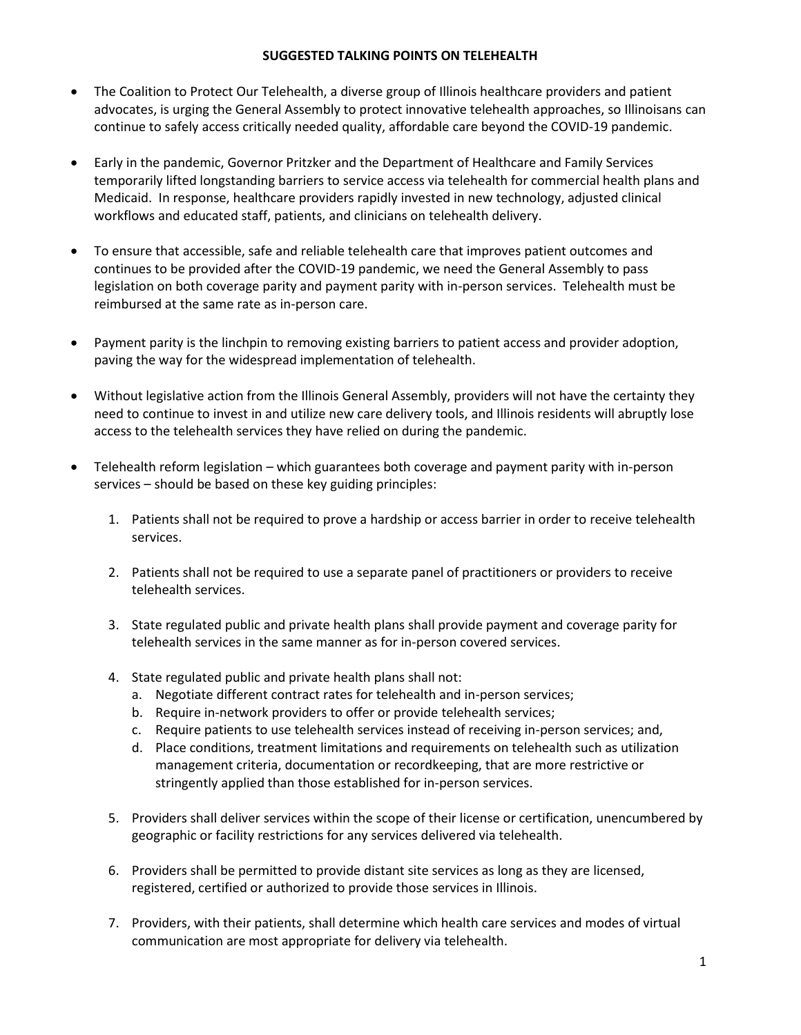# SUGGESTED TALKING POINTS ON TELEHEALTH

- The Coalition to Protect Our Telehealth, a diverse group of Illinois healthcare providers and patient advocates, is urging the General Assembly to protect innovative telehealth approaches, so Illinoisans can continue to safely access critically needed quality, affordable care beyond the COVID-19 pandemic.

- Early in the pandemic, Governor Pritzker and the Department of Healthcare and Family Services temporarily lifted longstanding barriers to service access via telehealth for commercial health plans and Medicaid. In response, healthcare providers rapidly invested in new technology, adjusted clinical workflows and educated staff, patients, and clinicians on telehealth delivery.

- To ensure that accessible, safe and reliable telehealth care that improves patient outcomes and continues to be provided after the COVID-19 pandemic, we need the General Assembly to pass legislation on both coverage parity and payment parity with in-person services. Telehealth must be reimbursed at the same rate as in-person care.

- Payment parity is the linchpin to removing existing barriers to patient access and provider adoption, paving the way for the widespread implementation of telehealth.

- Without legislative action from the Illinois General Assembly, providers will not have the certainty they need to continue to invest in and utilize new care delivery tools, and Illinois residents will abruptly lose access to the telehealth services they have relied on during the pandemic.

- Telehealth reform legislation – which guarantees both coverage and payment parity with in-person services – should be based on these key guiding principles:

  1. Patients shall not be required to prove a hardship or access barrier in order to receive telehealth services.

  2. Patients shall not be required to use a separate panel of practitioners or providers to receive telehealth services.

  3. State regulated public and private health plans shall provide payment and coverage parity for telehealth services in the same manner as for in-person covered services.

  4. State regulated public and private health plans shall not:
     a. Negotiate different contract rates for telehealth and in-person services;
     b. Require in-network providers to offer or provide telehealth services;
     c. Require patients to use telehealth services instead of receiving in-person services; and,
     d. Place conditions, treatment limitations and requirements on telehealth such as utilization management criteria, documentation or recordkeeping, that are more restrictive or stringently applied than those established for in-person services.

  5. Providers shall deliver services within the scope of their license or certification, unencumbered by geographic or facility restrictions for any services delivered via telehealth.

  6. Providers shall be permitted to provide distant site services as long as they are licensed, registered, certified or authorized to provide those services in Illinois.

  7. Providers, with their patients, shall determine which health care services and modes of virtual communication are most appropriate for delivery via telehealth.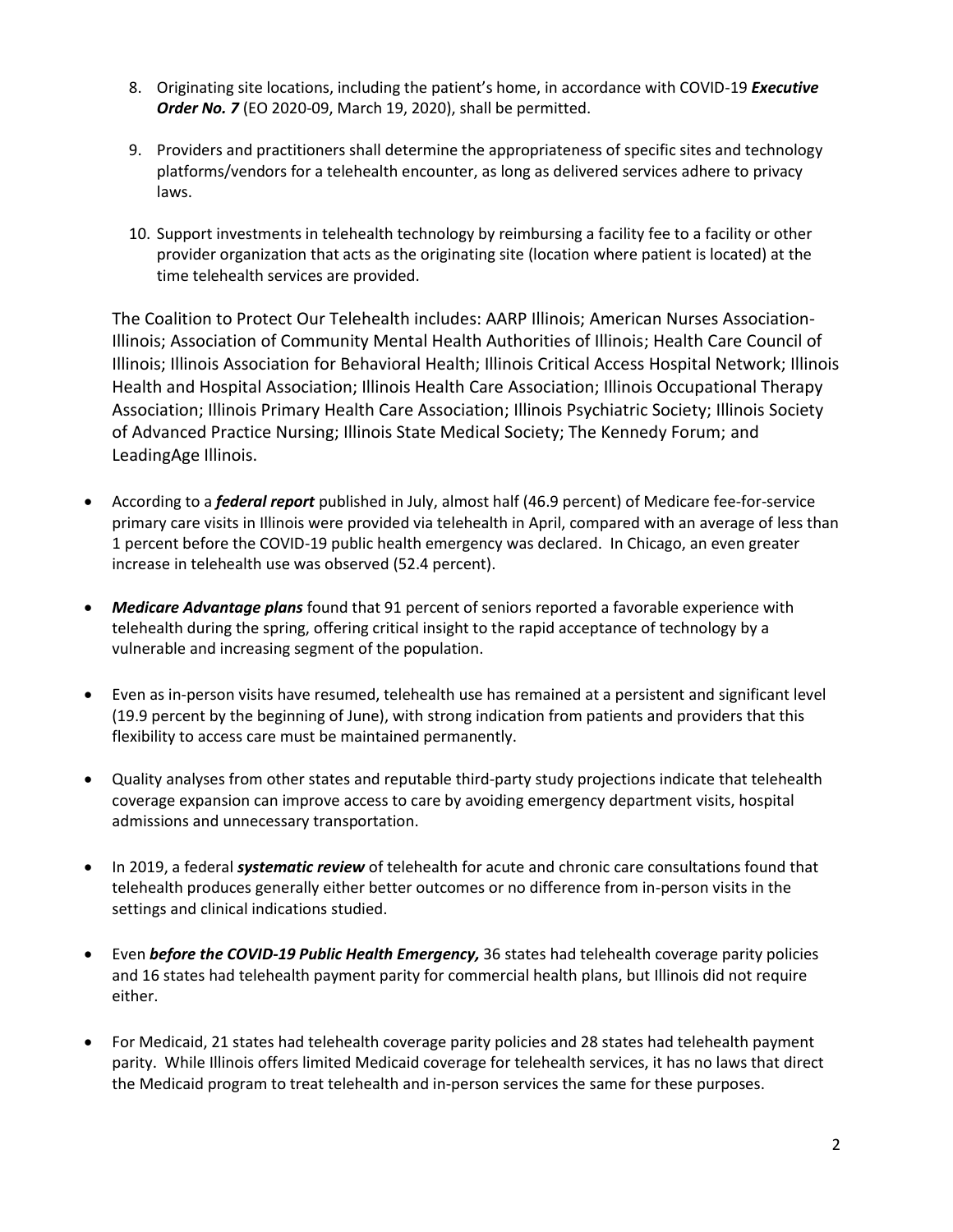8. Originating site locations, including the patient's home, in accordance with COVID-19 ***Executive Order No. 7*** (EO 2020-09, March 19, 2020), shall be permitted.

9. Providers and practitioners shall determine the appropriateness of specific sites and technology platforms/vendors for a telehealth encounter, as long as delivered services adhere to privacy laws.

10. Support investments in telehealth technology by reimbursing a facility fee to a facility or other provider organization that acts as the originating site (location where patient is located) at the time telehealth services are provided.

The Coalition to Protect Our Telehealth includes: AARP Illinois; American Nurses Association-Illinois; Association of Community Mental Health Authorities of Illinois; Health Care Council of Illinois; Illinois Association for Behavioral Health; Illinois Critical Access Hospital Network; Illinois Health and Hospital Association; Illinois Health Care Association; Illinois Occupational Therapy Association; Illinois Primary Health Care Association; Illinois Psychiatric Society; Illinois Society of Advanced Practice Nursing; Illinois State Medical Society; The Kennedy Forum; and LeadingAge Illinois.

- According to a ***federal report*** published in July, almost half (46.9 percent) of Medicare fee-for-service primary care visits in Illinois were provided via telehealth in April, compared with an average of less than 1 percent before the COVID-19 public health emergency was declared. In Chicago, an even greater increase in telehealth use was observed (52.4 percent).

- ***Medicare Advantage plans*** found that 91 percent of seniors reported a favorable experience with telehealth during the spring, offering critical insight to the rapid acceptance of technology by a vulnerable and increasing segment of the population.

- Even as in-person visits have resumed, telehealth use has remained at a persistent and significant level (19.9 percent by the beginning of June), with strong indication from patients and providers that this flexibility to access care must be maintained permanently.

- Quality analyses from other states and reputable third-party study projections indicate that telehealth coverage expansion can improve access to care by avoiding emergency department visits, hospital admissions and unnecessary transportation.

- In 2019, a federal ***systematic review*** of telehealth for acute and chronic care consultations found that telehealth produces generally either better outcomes or no difference from in-person visits in the settings and clinical indications studied.

- Even ***before the COVID-19 Public Health Emergency,*** 36 states had telehealth coverage parity policies and 16 states had telehealth payment parity for commercial health plans, but Illinois did not require either.

- For Medicaid, 21 states had telehealth coverage parity policies and 28 states had telehealth payment parity. While Illinois offers limited Medicaid coverage for telehealth services, it has no laws that direct the Medicaid program to treat telehealth and in-person services the same for these purposes.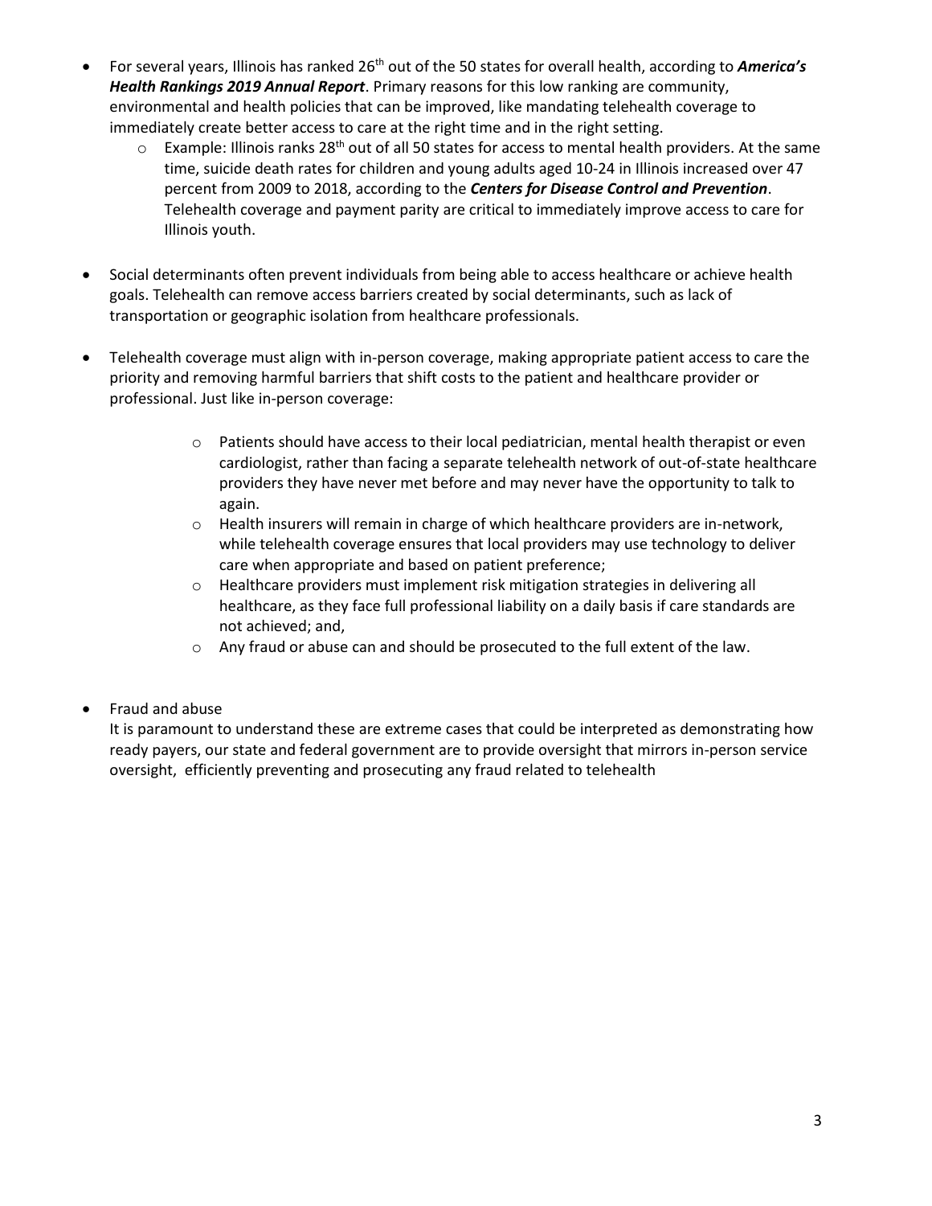- For several years, Illinois has ranked 26th out of the 50 states for overall health, according to ***America's Health Rankings 2019 Annual Report***. Primary reasons for this low ranking are community, environmental and health policies that can be improved, like mandating telehealth coverage to immediately create better access to care at the right time and in the right setting.
  - Example: Illinois ranks 28th out of all 50 states for access to mental health providers. At the same time, suicide death rates for children and young adults aged 10-24 in Illinois increased over 47 percent from 2009 to 2018, according to the ***Centers for Disease Control and Prevention***. Telehealth coverage and payment parity are critical to immediately improve access to care for Illinois youth.

- Social determinants often prevent individuals from being able to access healthcare or achieve health goals. Telehealth can remove access barriers created by social determinants, such as lack of transportation or geographic isolation from healthcare professionals.

- Telehealth coverage must align with in-person coverage, making appropriate patient access to care the priority and removing harmful barriers that shift costs to the patient and healthcare provider or professional. Just like in-person coverage:
  - Patients should have access to their local pediatrician, mental health therapist or even cardiologist, rather than facing a separate telehealth network of out-of-state healthcare providers they have never met before and may never have the opportunity to talk to again.
  - Health insurers will remain in charge of which healthcare providers are in-network, while telehealth coverage ensures that local providers may use technology to deliver care when appropriate and based on patient preference;
  - Healthcare providers must implement risk mitigation strategies in delivering all healthcare, as they face full professional liability on a daily basis if care standards are not achieved; and,
  - Any fraud or abuse can and should be prosecuted to the full extent of the law.

- Fraud and abuse

  It is paramount to understand these are extreme cases that could be interpreted as demonstrating how ready payers, our state and federal government are to provide oversight that mirrors in-person service oversight, efficiently preventing and prosecuting any fraud related to telehealth